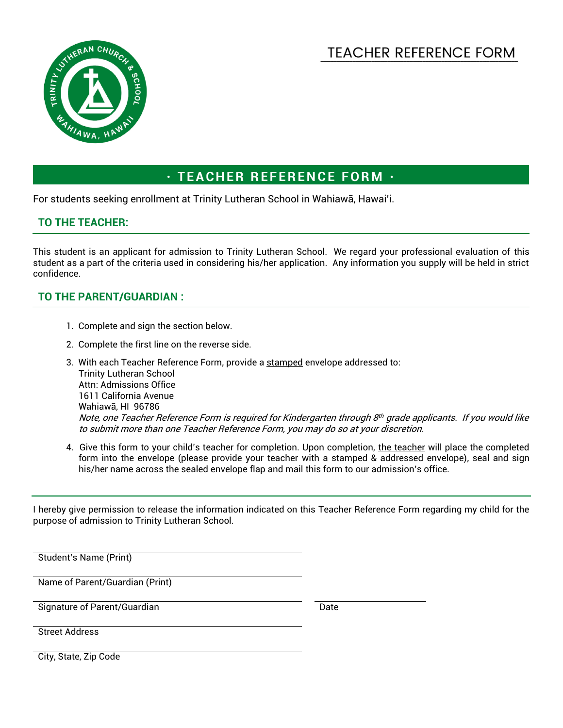# TEACHER REFERENCE FORM

## · TEACHER REFERENCE FORM ·

For students seeking enrollment at Trinity Lutheran School in Wahiawā, Hawai'i.

### TO THE TEACHER:

This student is an applicant for admission to Trinity Lutheran School. We regard your professional evaluation of this student as a part of the criteria used in considering his/her application. Any information you supply will be held in strict confidence.

### TO THE PARENT/GUARDIAN :

1. Complete and sign the section below.
2. Complete the first line on the reverse side.
3. With each Teacher Reference Form, provide a stamped envelope addressed to:
   Trinity Lutheran School
   Attn: Admissions Office
   1611 California Avenue
   Wahiawā, HI 96786
   *Note, one Teacher Reference Form is required for Kindergarten through 8th grade applicants. If you would like to submit more than one Teacher Reference Form, you may do so at your discretion.*
4. Give this form to your child's teacher for completion. Upon completion, the teacher will place the completed form into the envelope (please provide your teacher with a stamped & addressed envelope), seal and sign his/her name across the sealed envelope flap and mail this form to our admission's office.

---

I hereby give permission to release the information indicated on this Teacher Reference Form regarding my child for the purpose of admission to Trinity Lutheran School.

Student's Name (Print)

Name of Parent/Guardian (Print)

Signature of Parent/Guardian　　　　Date

Street Address

City, State, Zip Code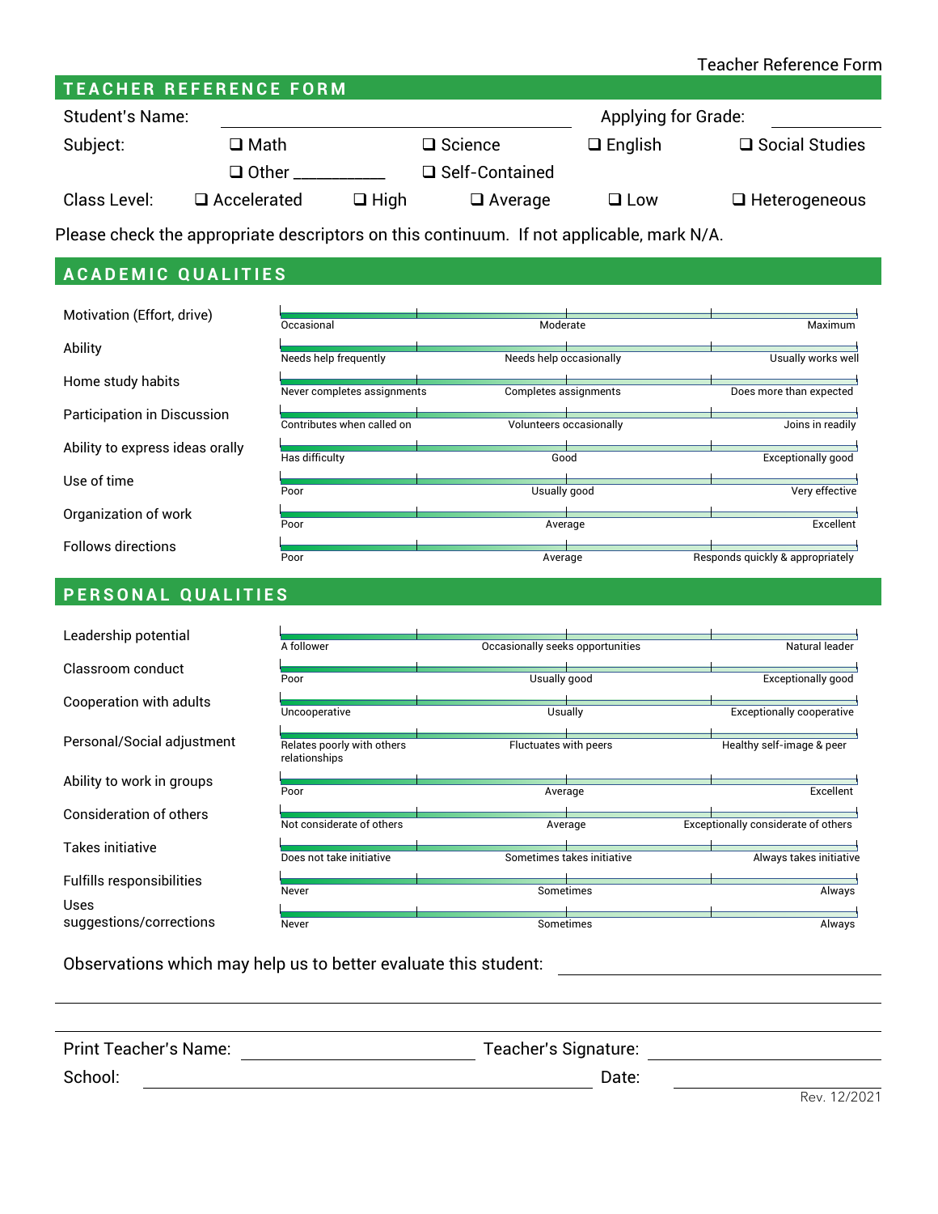# TEACHER REFERENCE FORM

Student's Name: ______________________ Applying for Grade: __________

Subject: ❑ Math ❑ Science ❑ English ❑ Social Studies ❑ Other __________ ❑ Self-Contained

Class Level: ❑ Accelerated ❑ High ❑ Average ❑ Low ❑ Heterogeneous

Please check the appropriate descriptors on this continuum. If not applicable, mark N/A.

## ACADEMIC QUALITIES

| | | | |
|---|---|---|---|
| Motivation (Effort, drive) | Occasional | Moderate | Maximum |
| Ability | Needs help frequently | Needs help occasionally | Usually works well |
| Home study habits | Never completes assignments | Completes assignments | Does more than expected |
| Participation in Discussion | Contributes when called on | Volunteers occasionally | Joins in readily |
| Ability to express ideas orally | Has difficulty | Good | Exceptionally good |
| Use of time | Poor | Usually good | Very effective |
| Organization of work | Poor | Average | Excellent |
| Follows directions | Poor | Average | Responds quickly & appropriately |

## PERSONAL QUALITIES

| | | | |
|---|---|---|---|
| Leadership potential | A follower | Occasionally seeks opportunities | Natural leader |
| Classroom conduct | Poor | Usually good | Exceptionally good |
| Cooperation with adults | Uncooperative | Usually | Exceptionally cooperative |
| Personal/Social adjustment | Relates poorly with others | Fluctuates with peers | Healthy self-image & peer relationships |
| Ability to work in groups | Poor | Average | Excellent |
| Consideration of others | Not considerate of others | Average | Exceptionally considerate of others |
| Takes initiative | Does not take initiative | Sometimes takes initiative | Always takes initiative |
| Fulfills responsibilities | Never | Sometimes | Always |
| Uses suggestions/corrections | Never | Sometimes | Always |

Observations which may help us to better evaluate this student: ______________________

______________________________________________

Print Teacher's Name: ______________________ Teacher's Signature: ______________________

School: ______________________ Date: ______________________

Rev. 12/2021